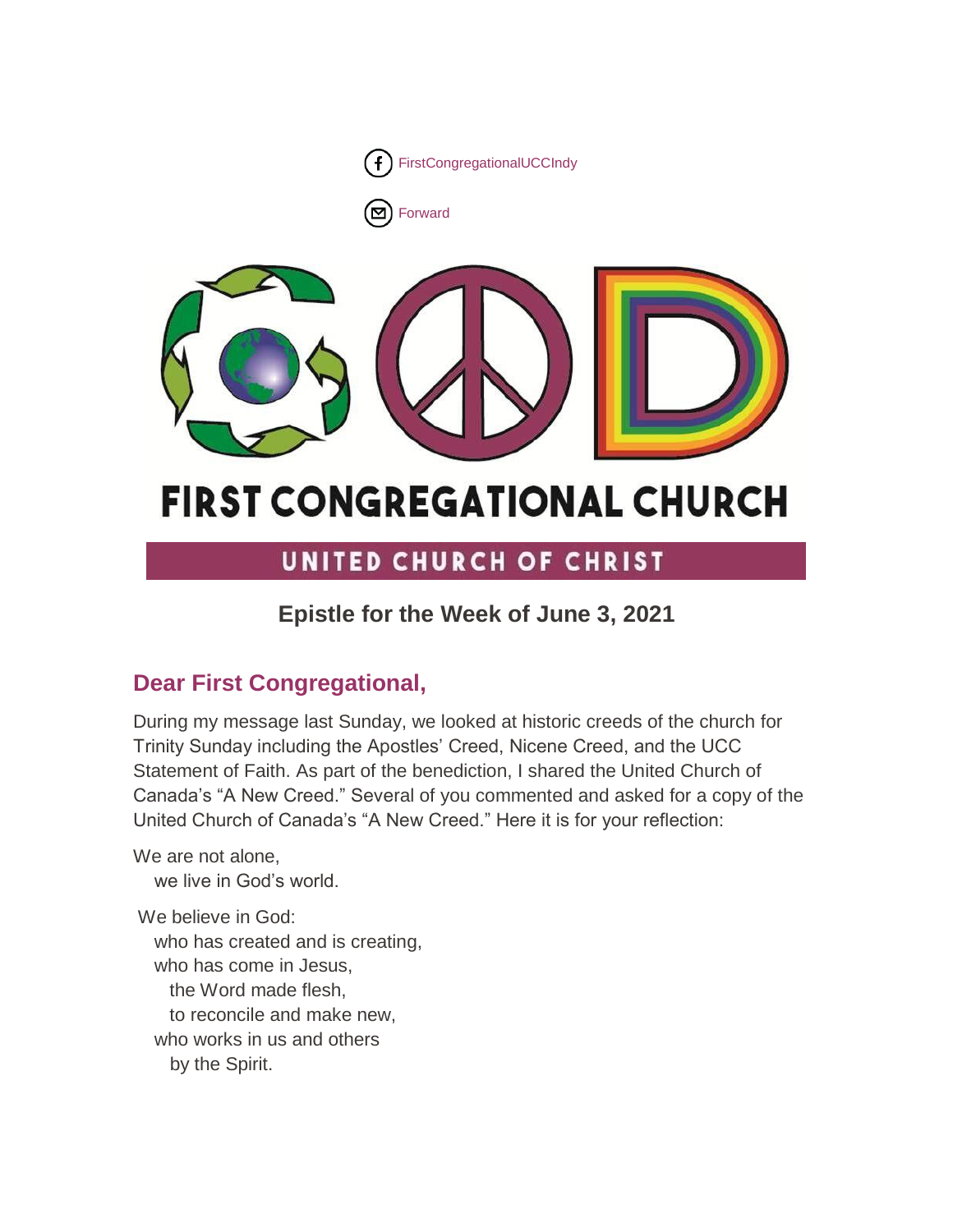FirstCongregationalUCCIndy

Forward

# FIRST CONGREGATIONAL CHURCH

## UNITED CHURCH OF CHRIST

### Epistle for the Week of June 3, 2021

## Dear First Congregational,

During my message last Sunday, we looked at historic creeds of the church for Trinity Sunday including the Apostles' Creed, Nicene Creed, and the UCC Statement of Faith. As part of the benediction, I shared the United Church of Canada's "A New Creed." Several of you commented and asked for a copy of the United Church of Canada's "A New Creed." Here it is for your reflection:

We are not alone,  
  we live in God's world.

We believe in God:  
  who has created and is creating,  
  who has come in Jesus,  
    the Word made flesh,  
    to reconcile and make new,  
  who works in us and others  
    by the Spirit.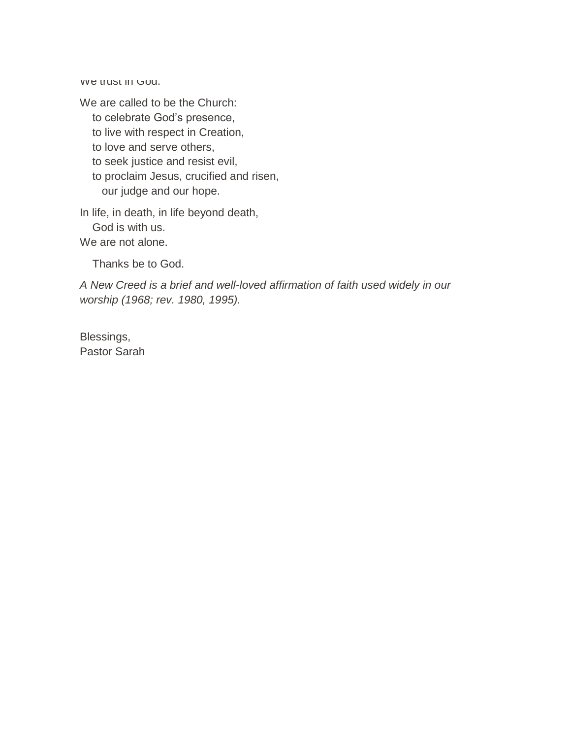We trust in God.

We are called to be the Church:
to celebrate God's presence,
to live with respect in Creation,
to love and serve others,
to seek justice and resist evil,
to proclaim Jesus, crucified and risen,
our judge and our hope.

In life, in death, in life beyond death,
God is with us.
We are not alone.

Thanks be to God.

*A New Creed is a brief and well-loved affirmation of faith used widely in our worship (1968; rev. 1980, 1995).*

Blessings,
Pastor Sarah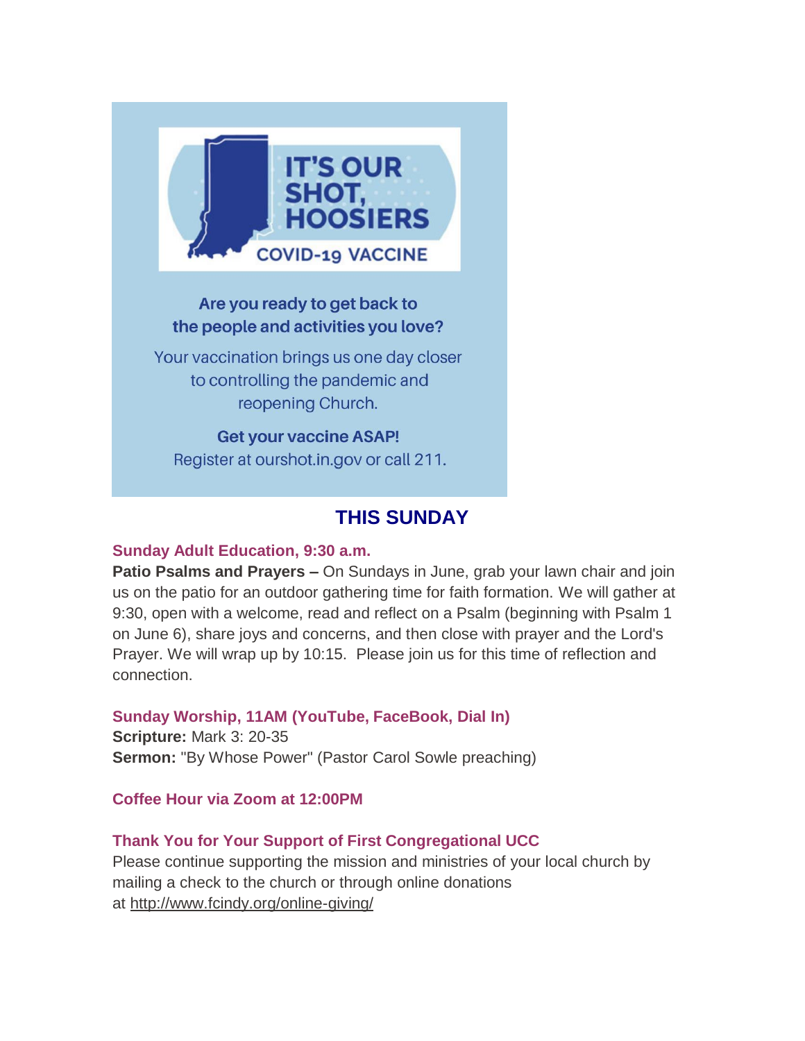IT'S OUR SHOT, HOOSIERS

COVID-19 VACCINE

**Are you ready to get back to the people and activities you love?**

Your vaccination brings us one day closer to controlling the pandemic and reopening Church.

**Get your vaccine ASAP!**

Register at ourshot.in.gov or call 211.

## THIS SUNDAY

### Sunday Adult Education, 9:30 a.m.

**Patio Psalms and Prayers –** On Sundays in June, grab your lawn chair and join us on the patio for an outdoor gathering time for faith formation. We will gather at 9:30, open with a welcome, read and reflect on a Psalm (beginning with Psalm 1 on June 6), share joys and concerns, and then close with prayer and the Lord's Prayer. We will wrap up by 10:15. Please join us for this time of reflection and connection.

### Sunday Worship, 11AM (YouTube, FaceBook, Dial In)

**Scripture:** Mark 3: 20-35

**Sermon:** "By Whose Power" (Pastor Carol Sowle preaching)

### Coffee Hour via Zoom at 12:00PM

### Thank You for Your Support of First Congregational UCC

Please continue supporting the mission and ministries of your local church by mailing a check to the church or through online donations at http://www.fcindy.org/online-giving/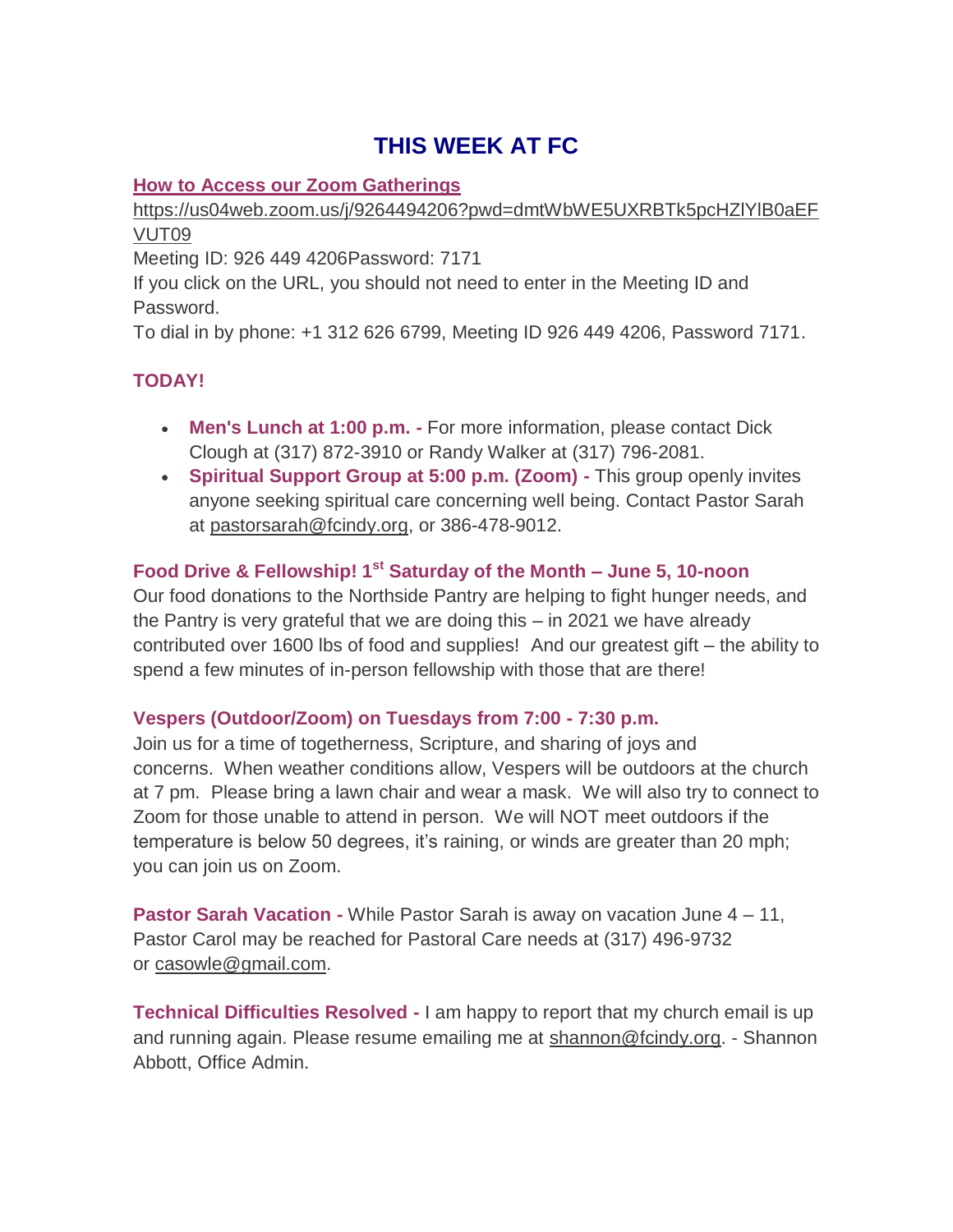# THIS WEEK AT FC

**How to Access our Zoom Gatherings**

https://us04web.zoom.us/j/9264494206?pwd=dmtWbWE5UXRBTk5pcHZlYlB0aEFVUT09

Meeting ID: 926 449 4206Password: 7171

If you click on the URL, you should not need to enter in the Meeting ID and Password.

To dial in by phone: +1 312 626 6799, Meeting ID 926 449 4206, Password 7171.

### TODAY!

- **Men's Lunch at 1:00 p.m. -** For more information, please contact Dick Clough at (317) 872-3910 or Randy Walker at (317) 796-2081.
- **Spiritual Support Group at 5:00 p.m. (Zoom) -** This group openly invites anyone seeking spiritual care concerning well being. Contact Pastor Sarah at pastorsarah@fcindy.org, or 386-478-9012.

### Food Drive & Fellowship! 1st Saturday of the Month – June 5, 10-noon

Our food donations to the Northside Pantry are helping to fight hunger needs, and the Pantry is very grateful that we are doing this – in 2021 we have already contributed over 1600 lbs of food and supplies! And our greatest gift – the ability to spend a few minutes of in-person fellowship with those that are there!

### Vespers (Outdoor/Zoom) on Tuesdays from 7:00 - 7:30 p.m.

Join us for a time of togetherness, Scripture, and sharing of joys and concerns. When weather conditions allow, Vespers will be outdoors at the church at 7 pm. Please bring a lawn chair and wear a mask. We will also try to connect to Zoom for those unable to attend in person. We will NOT meet outdoors if the temperature is below 50 degrees, it's raining, or winds are greater than 20 mph; you can join us on Zoom.

**Pastor Sarah Vacation -** While Pastor Sarah is away on vacation June 4 – 11, Pastor Carol may be reached for Pastoral Care needs at (317) 496-9732 or casowle@gmail.com.

**Technical Difficulties Resolved -** I am happy to report that my church email is up and running again. Please resume emailing me at shannon@fcindy.org. - Shannon Abbott, Office Admin.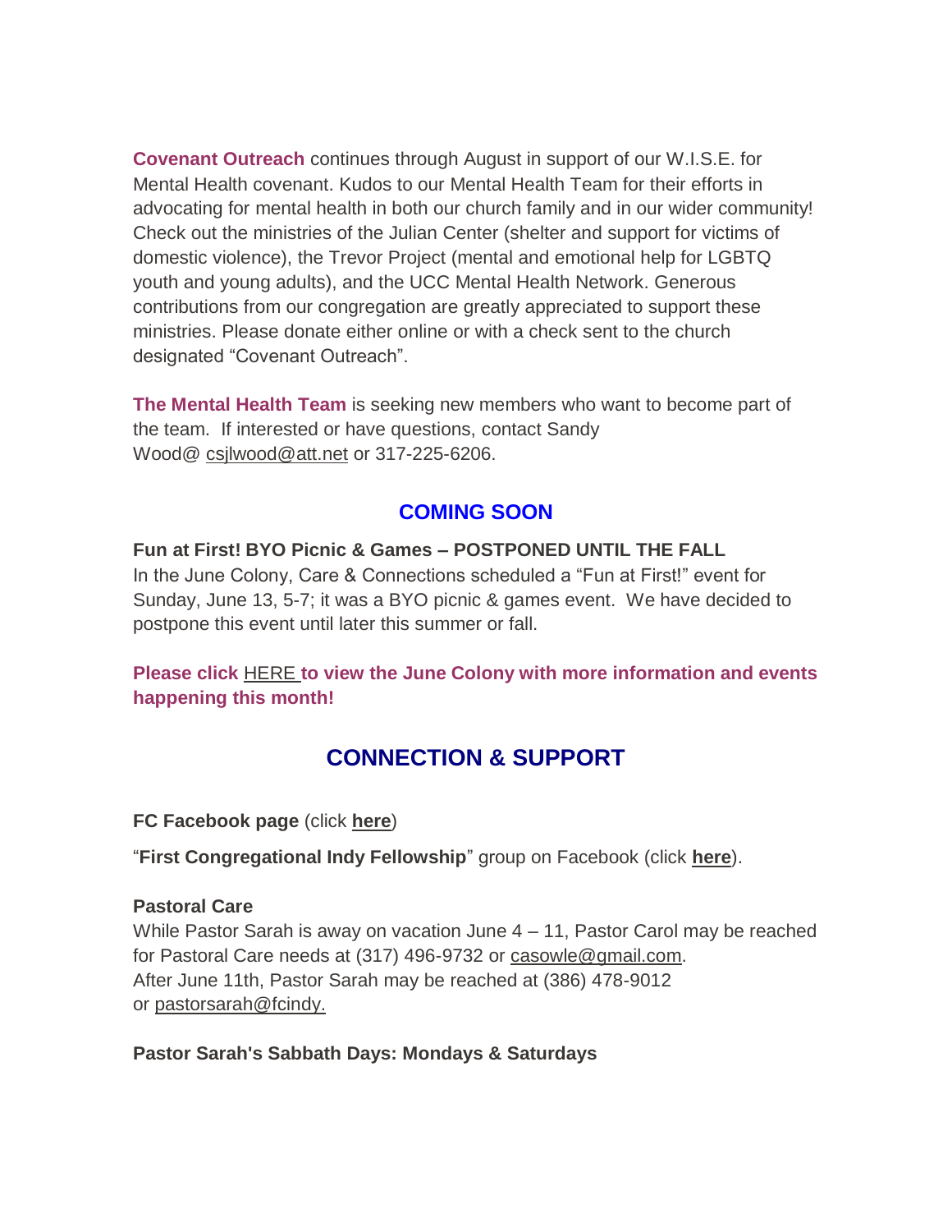**Covenant Outreach** continues through August in support of our W.I.S.E. for Mental Health covenant. Kudos to our Mental Health Team for their efforts in advocating for mental health in both our church family and in our wider community! Check out the ministries of the Julian Center (shelter and support for victims of domestic violence), the Trevor Project (mental and emotional help for LGBTQ youth and young adults), and the UCC Mental Health Network. Generous contributions from our congregation are greatly appreciated to support these ministries. Please donate either online or with a check sent to the church designated "Covenant Outreach".

**The Mental Health Team** is seeking new members who want to become part of the team. If interested or have questions, contact Sandy Wood@ csjlwood@att.net or 317-225-6206.

## COMING SOON

**Fun at First! BYO Picnic & Games – POSTPONED UNTIL THE FALL**
In the June Colony, Care & Connections scheduled a "Fun at First!" event for Sunday, June 13, 5-7; it was a BYO picnic & games event. We have decided to postpone this event until later this summer or fall.

**Please click HERE to view the June Colony with more information and events happening this month!**

## CONNECTION & SUPPORT

**FC Facebook page** (click **here**)

"**First Congregational Indy Fellowship**" group on Facebook (click **here**).

**Pastoral Care**
While Pastor Sarah is away on vacation June 4 – 11, Pastor Carol may be reached for Pastoral Care needs at (317) 496-9732 or casowle@gmail.com.
After June 11th, Pastor Sarah may be reached at (386) 478-9012 or pastorsarah@fcindy.

**Pastor Sarah's Sabbath Days: Mondays & Saturdays**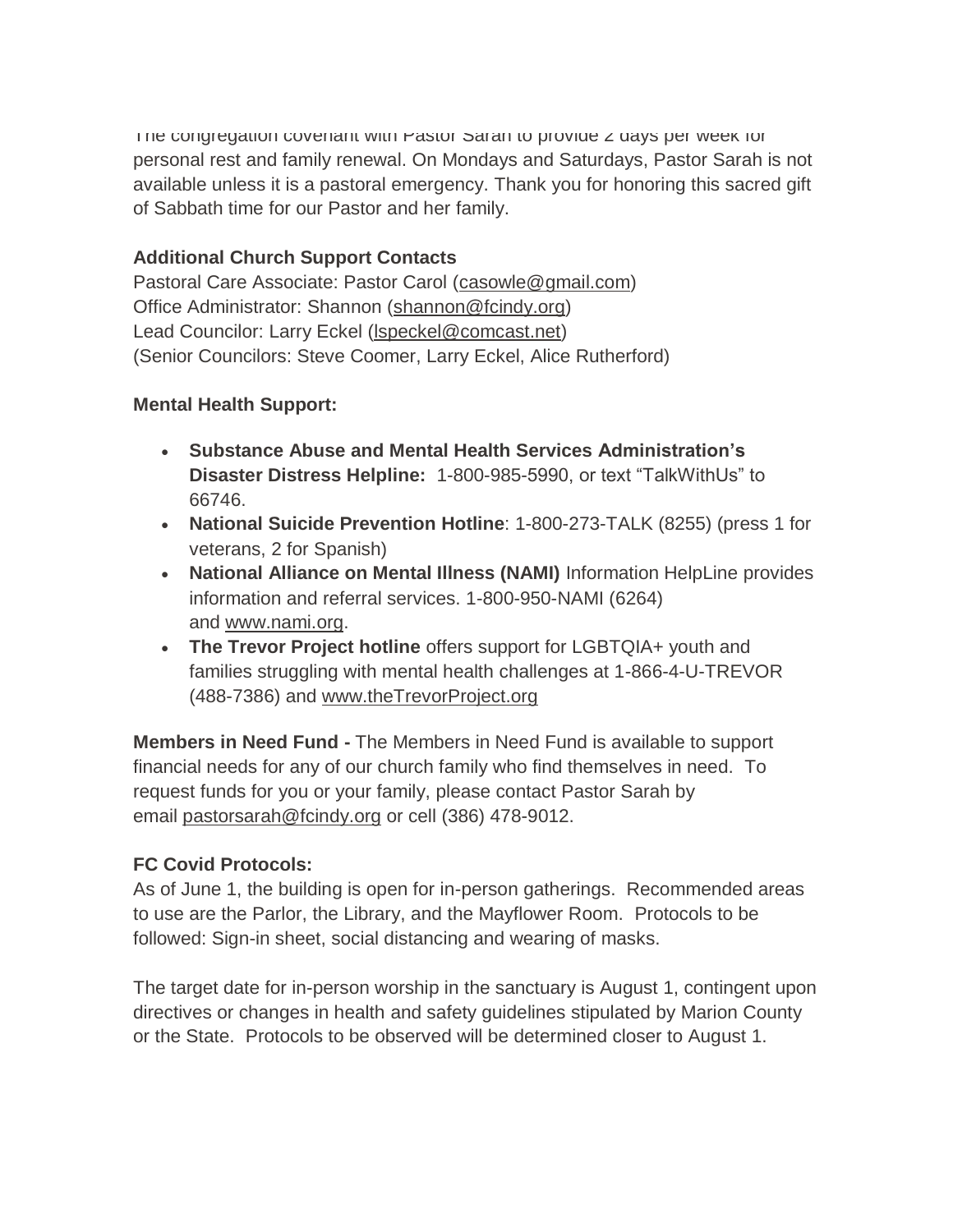The congregation covenant with Pastor Sarah to provide 2 days per week for personal rest and family renewal. On Mondays and Saturdays, Pastor Sarah is not available unless it is a pastoral emergency. Thank you for honoring this sacred gift of Sabbath time for our Pastor and her family.

**Additional Church Support Contacts**
Pastoral Care Associate: Pastor Carol (casowle@gmail.com)
Office Administrator: Shannon (shannon@fcindy.org)
Lead Councilor: Larry Eckel (lspeckel@comcast.net)
(Senior Councilors: Steve Coomer, Larry Eckel, Alice Rutherford)

**Mental Health Support:**

- **Substance Abuse and Mental Health Services Administration's Disaster Distress Helpline:** 1-800-985-5990, or text "TalkWithUs" to 66746.
- **National Suicide Prevention Hotline**: 1-800-273-TALK (8255) (press 1 for veterans, 2 for Spanish)
- **National Alliance on Mental Illness (NAMI)** Information HelpLine provides information and referral services. 1-800-950-NAMI (6264) and www.nami.org.
- **The Trevor Project hotline** offers support for LGBTQIA+ youth and families struggling with mental health challenges at 1-866-4-U-TREVOR (488-7386) and www.theTrevorProject.org

**Members in Need Fund -** The Members in Need Fund is available to support financial needs for any of our church family who find themselves in need. To request funds for you or your family, please contact Pastor Sarah by email pastorsarah@fcindy.org or cell (386) 478-9012.

**FC Covid Protocols:**
As of June 1, the building is open for in-person gatherings. Recommended areas to use are the Parlor, the Library, and the Mayflower Room. Protocols to be followed: Sign-in sheet, social distancing and wearing of masks.

The target date for in-person worship in the sanctuary is August 1, contingent upon directives or changes in health and safety guidelines stipulated by Marion County or the State. Protocols to be observed will be determined closer to August 1.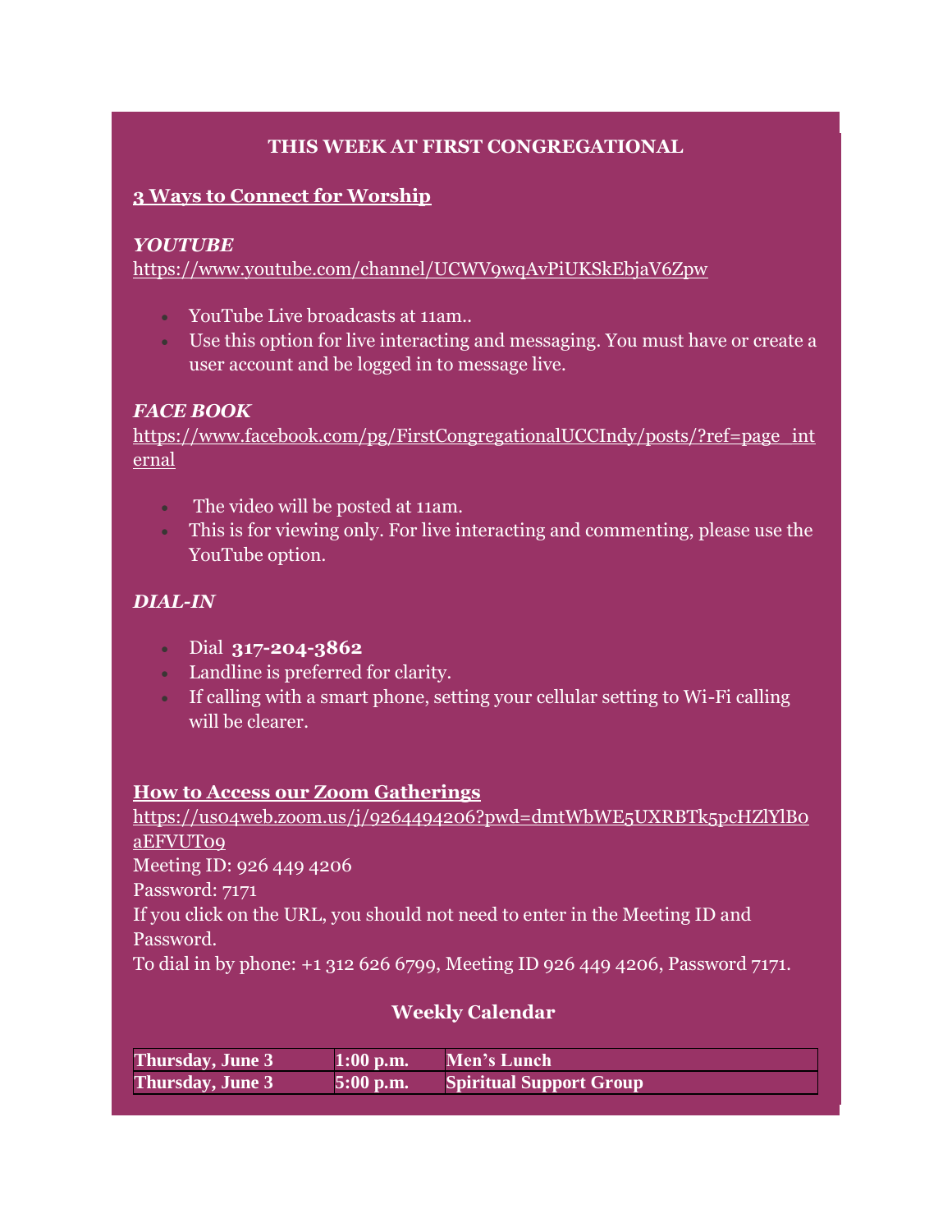## THIS WEEK AT FIRST CONGREGATIONAL

### 3 Ways to Connect for Worship

***YOUTUBE***

https://www.youtube.com/channel/UCWV9wqAvPiUKSkEbjaV6Zpw

- YouTube Live broadcasts at 11am..
- Use this option for live interacting and messaging. You must have or create a user account and be logged in to message live.

***FACE BOOK***

https://www.facebook.com/pg/FirstCongregationalUCCIndy/posts/?ref=page_internal

- The video will be posted at 11am.
- This is for viewing only. For live interacting and commenting, please use the YouTube option.

***DIAL-IN***

- Dial **317-204-3862**
- Landline is preferred for clarity.
- If calling with a smart phone, setting your cellular setting to Wi-Fi calling will be clearer.

### How to Access our Zoom Gatherings

https://us04web.zoom.us/j/9264494206?pwd=dmtWbWE5UXRBTk5pcHZlYlB0aEFVUT09

Meeting ID: 926 449 4206

Password: 7171

If you click on the URL, you should not need to enter in the Meeting ID and Password.

To dial in by phone: +1 312 626 6799, Meeting ID 926 449 4206, Password 7171.

### Weekly Calendar

| | | |
|---|---|---|
| **Thursday, June 3** | **1:00 p.m.** | **Men's Lunch** |
| **Thursday, June 3** | **5:00 p.m.** | **Spiritual Support Group** |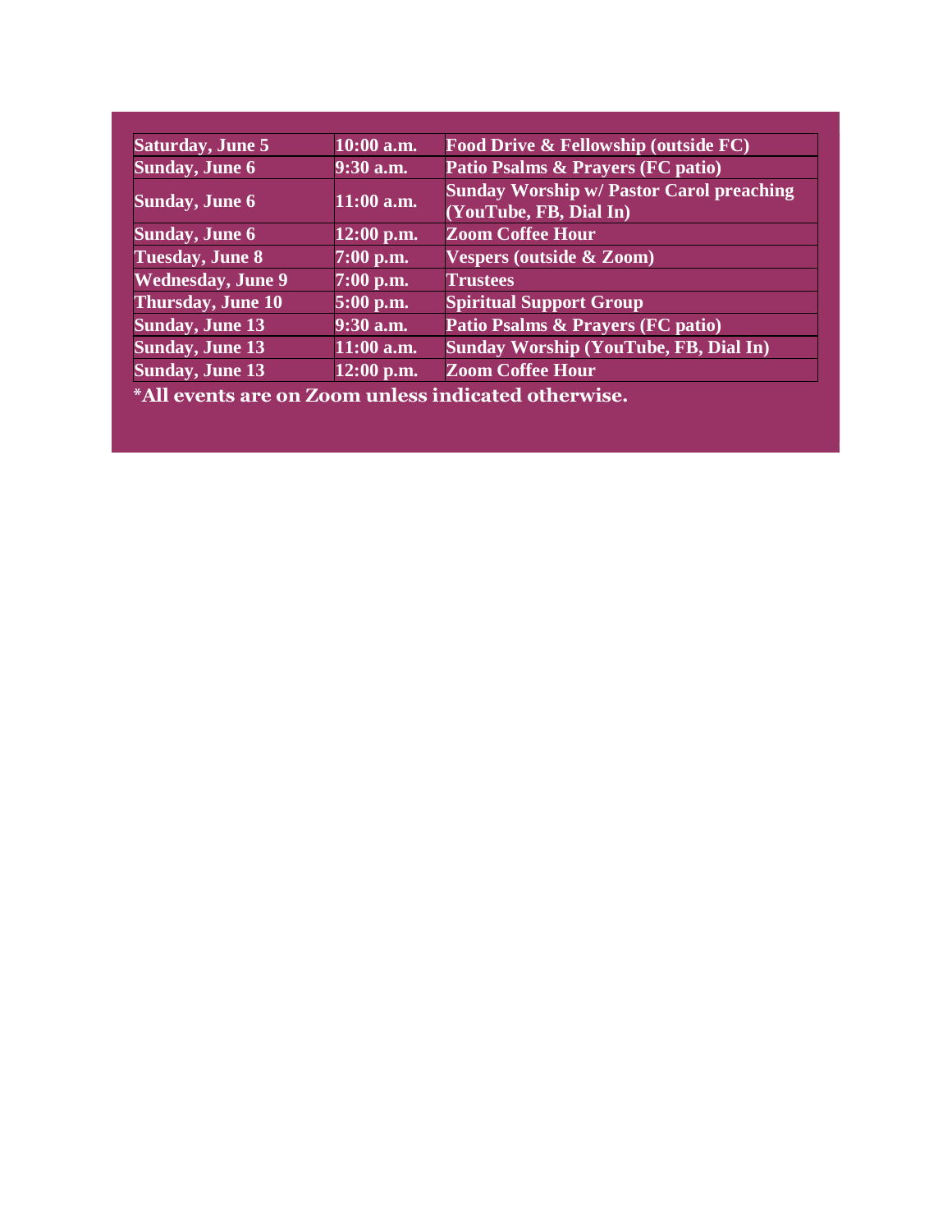| | | |
|---|---|---|
| Saturday, June 5 | 10:00 a.m. | Food Drive & Fellowship (outside FC) |
| Sunday, June 6 | 9:30 a.m. | Patio Psalms & Prayers (FC patio) |
| Sunday, June 6 | 11:00 a.m. | Sunday Worship w/ Pastor Carol preaching (YouTube, FB, Dial In) |
| Sunday, June 6 | 12:00 p.m. | Zoom Coffee Hour |
| Tuesday, June 8 | 7:00 p.m. | Vespers (outside & Zoom) |
| Wednesday, June 9 | 7:00 p.m. | Trustees |
| Thursday, June 10 | 5:00 p.m. | Spiritual Support Group |
| Sunday, June 13 | 9:30 a.m. | Patio Psalms & Prayers (FC patio) |
| Sunday, June 13 | 11:00 a.m. | Sunday Worship (YouTube, FB, Dial In) |
| Sunday, June 13 | 12:00 p.m. | Zoom Coffee Hour |

**\*All events are on Zoom unless indicated otherwise.**